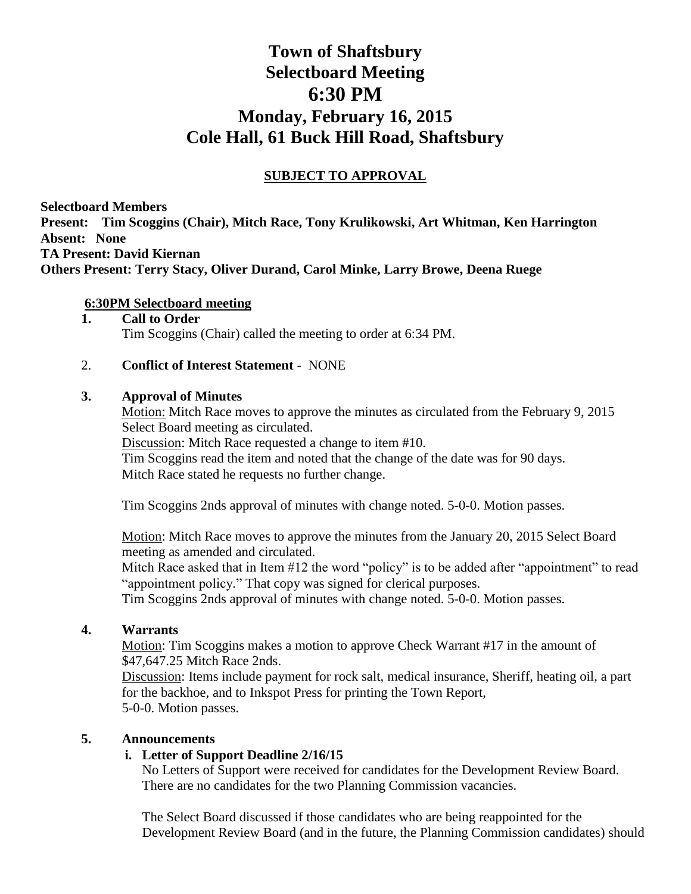# Town of Shaftsbury
# Selectboard Meeting
# 6:30 PM
# Monday, February 16, 2015
# Cole Hall, 61 Buck Hill Road, Shaftsbury

**SUBJECT TO APPROVAL**

**Selectboard Members**
**Present: Tim Scoggins (Chair), Mitch Race, Tony Krulikowski, Art Whitman, Ken Harrington**
**Absent: None**
**TA Present: David Kiernan**
**Others Present: Terry Stacy, Oliver Durand, Carol Minke, Larry Browe, Deena Ruege**

**6:30PM Selectboard meeting**

**1. Call to Order**
Tim Scoggins (Chair) called the meeting to order at 6:34 PM.

2. **Conflict of Interest Statement** - NONE

**3. Approval of Minutes**
Motion: Mitch Race moves to approve the minutes as circulated from the February 9, 2015 Select Board meeting as circulated.
Discussion: Mitch Race requested a change to item #10.
Tim Scoggins read the item and noted that the change of the date was for 90 days.
Mitch Race stated he requests no further change.

Tim Scoggins 2nds approval of minutes with change noted. 5-0-0. Motion passes.

Motion: Mitch Race moves to approve the minutes from the January 20, 2015 Select Board meeting as amended and circulated.
Mitch Race asked that in Item #12 the word "policy" is to be added after "appointment" to read "appointment policy." That copy was signed for clerical purposes.
Tim Scoggins 2nds approval of minutes with change noted. 5-0-0. Motion passes.

**4. Warrants**
Motion: Tim Scoggins makes a motion to approve Check Warrant #17 in the amount of $47,647.25 Mitch Race 2nds.
Discussion: Items include payment for rock salt, medical insurance, Sheriff, heating oil, a part for the backhoe, and to Inkspot Press for printing the Town Report,
5-0-0. Motion passes.

**5. Announcements**

**i. Letter of Support Deadline 2/16/15**
No Letters of Support were received for candidates for the Development Review Board. There are no candidates for the two Planning Commission vacancies.

The Select Board discussed if those candidates who are being reappointed for the Development Review Board (and in the future, the Planning Commission candidates) should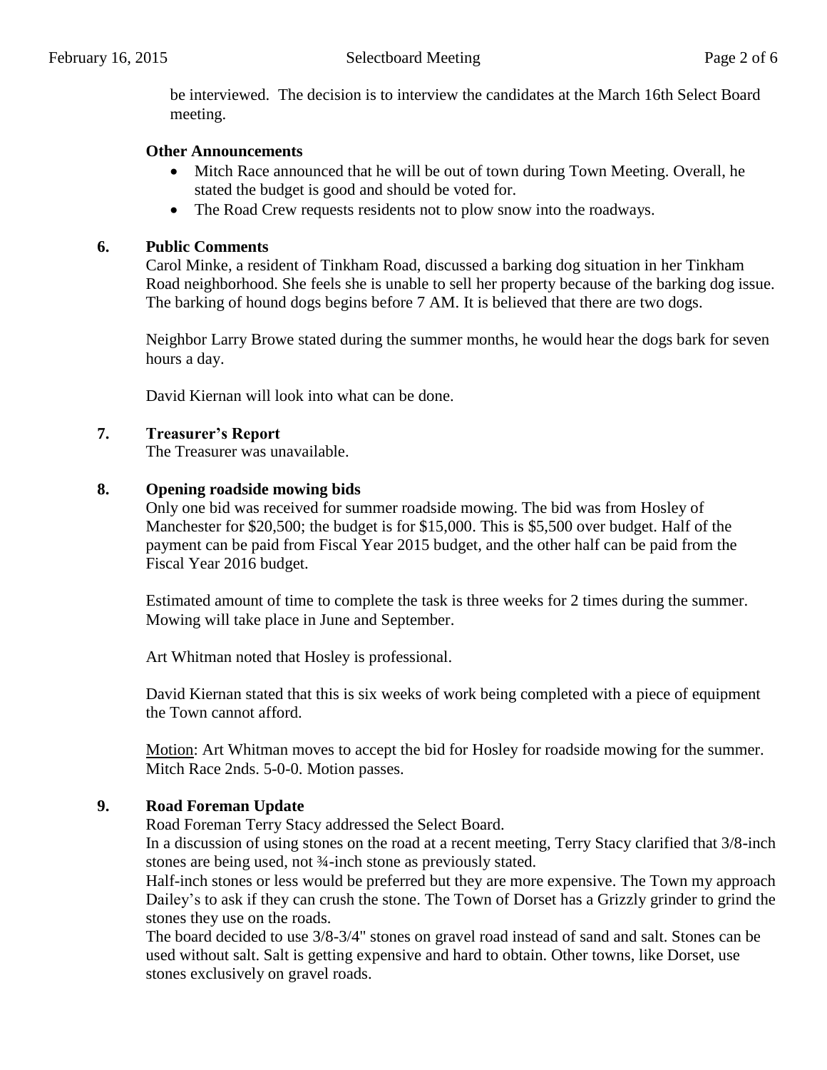be interviewed. The decision is to interview the candidates at the March 16th Select Board meeting.

**Other Announcements**

- Mitch Race announced that he will be out of town during Town Meeting. Overall, he stated the budget is good and should be voted for.
- The Road Crew requests residents not to plow snow into the roadways.

**6. Public Comments**

Carol Minke, a resident of Tinkham Road, discussed a barking dog situation in her Tinkham Road neighborhood. She feels she is unable to sell her property because of the barking dog issue. The barking of hound dogs begins before 7 AM. It is believed that there are two dogs.

Neighbor Larry Browe stated during the summer months, he would hear the dogs bark for seven hours a day.

David Kiernan will look into what can be done.

**7. Treasurer's Report**

The Treasurer was unavailable.

**8. Opening roadside mowing bids**

Only one bid was received for summer roadside mowing. The bid was from Hosley of Manchester for $20,500; the budget is for $15,000. This is $5,500 over budget. Half of the payment can be paid from Fiscal Year 2015 budget, and the other half can be paid from the Fiscal Year 2016 budget.

Estimated amount of time to complete the task is three weeks for 2 times during the summer. Mowing will take place in June and September.

Art Whitman noted that Hosley is professional.

David Kiernan stated that this is six weeks of work being completed with a piece of equipment the Town cannot afford.

Motion: Art Whitman moves to accept the bid for Hosley for roadside mowing for the summer. Mitch Race 2nds. 5-0-0. Motion passes.

**9. Road Foreman Update**

Road Foreman Terry Stacy addressed the Select Board.

In a discussion of using stones on the road at a recent meeting, Terry Stacy clarified that 3/8-inch stones are being used, not ¾-inch stone as previously stated.

Half-inch stones or less would be preferred but they are more expensive. The Town my approach Dailey's to ask if they can crush the stone. The Town of Dorset has a Grizzly grinder to grind the stones they use on the roads.

The board decided to use 3/8-3/4" stones on gravel road instead of sand and salt. Stones can be used without salt. Salt is getting expensive and hard to obtain. Other towns, like Dorset, use stones exclusively on gravel roads.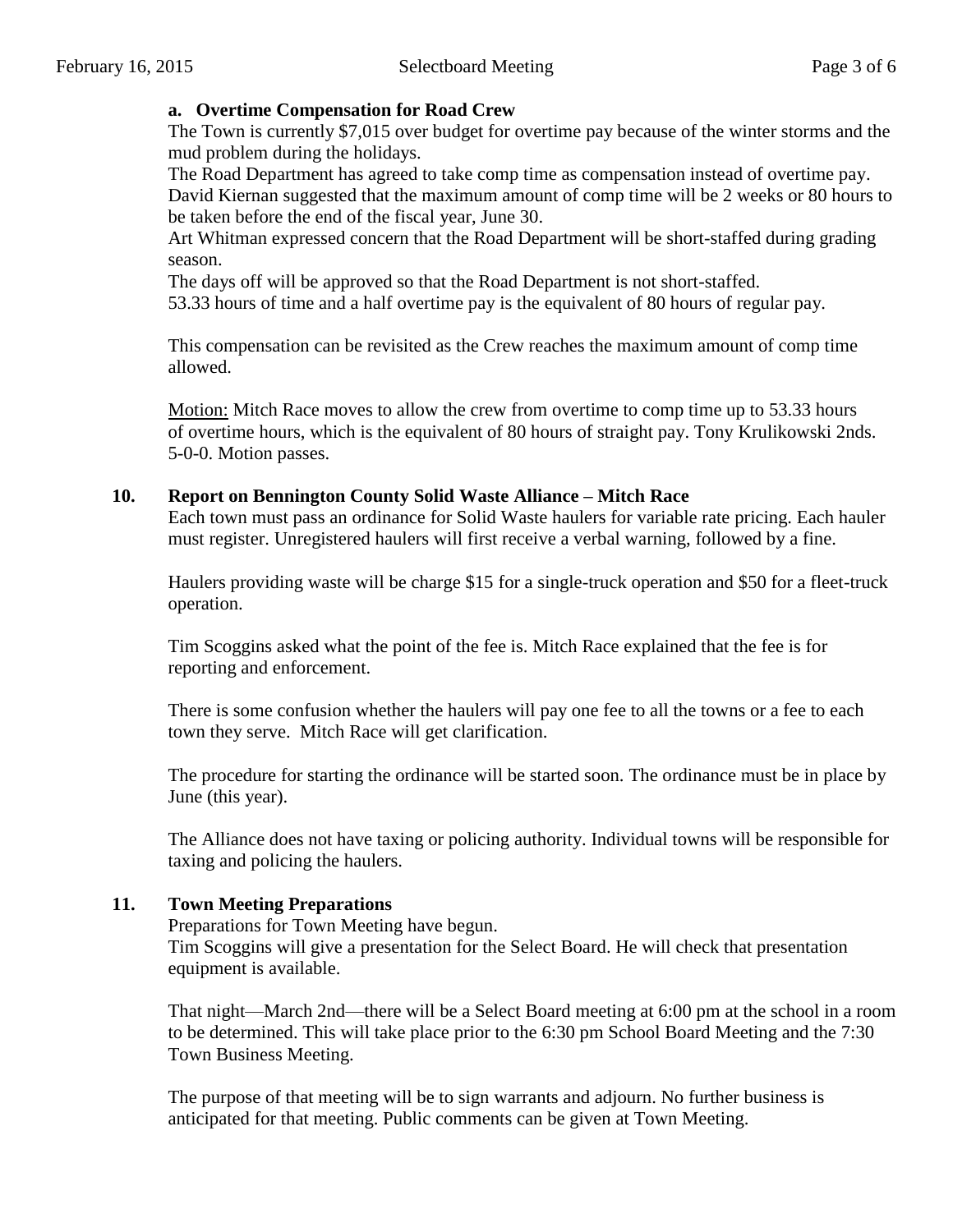### a. Overtime Compensation for Road Crew

The Town is currently $7,015 over budget for overtime pay because of the winter storms and the mud problem during the holidays.

The Road Department has agreed to take comp time as compensation instead of overtime pay. David Kiernan suggested that the maximum amount of comp time will be 2 weeks or 80 hours to be taken before the end of the fiscal year, June 30.

Art Whitman expressed concern that the Road Department will be short-staffed during grading season.

The days off will be approved so that the Road Department is not short-staffed.

53.33 hours of time and a half overtime pay is the equivalent of 80 hours of regular pay.

This compensation can be revisited as the Crew reaches the maximum amount of comp time allowed.

Motion: Mitch Race moves to allow the crew from overtime to comp time up to 53.33 hours of overtime hours, which is the equivalent of 80 hours of straight pay. Tony Krulikowski 2nds. 5-0-0. Motion passes.

## 10. Report on Bennington County Solid Waste Alliance – Mitch Race

Each town must pass an ordinance for Solid Waste haulers for variable rate pricing. Each hauler must register. Unregistered haulers will first receive a verbal warning, followed by a fine.

Haulers providing waste will be charge $15 for a single-truck operation and $50 for a fleet-truck operation.

Tim Scoggins asked what the point of the fee is. Mitch Race explained that the fee is for reporting and enforcement.

There is some confusion whether the haulers will pay one fee to all the towns or a fee to each town they serve. Mitch Race will get clarification.

The procedure for starting the ordinance will be started soon. The ordinance must be in place by June (this year).

The Alliance does not have taxing or policing authority. Individual towns will be responsible for taxing and policing the haulers.

## 11. Town Meeting Preparations

Preparations for Town Meeting have begun.

Tim Scoggins will give a presentation for the Select Board. He will check that presentation equipment is available.

That night—March 2nd—there will be a Select Board meeting at 6:00 pm at the school in a room to be determined. This will take place prior to the 6:30 pm School Board Meeting and the 7:30 Town Business Meeting.

The purpose of that meeting will be to sign warrants and adjourn. No further business is anticipated for that meeting. Public comments can be given at Town Meeting.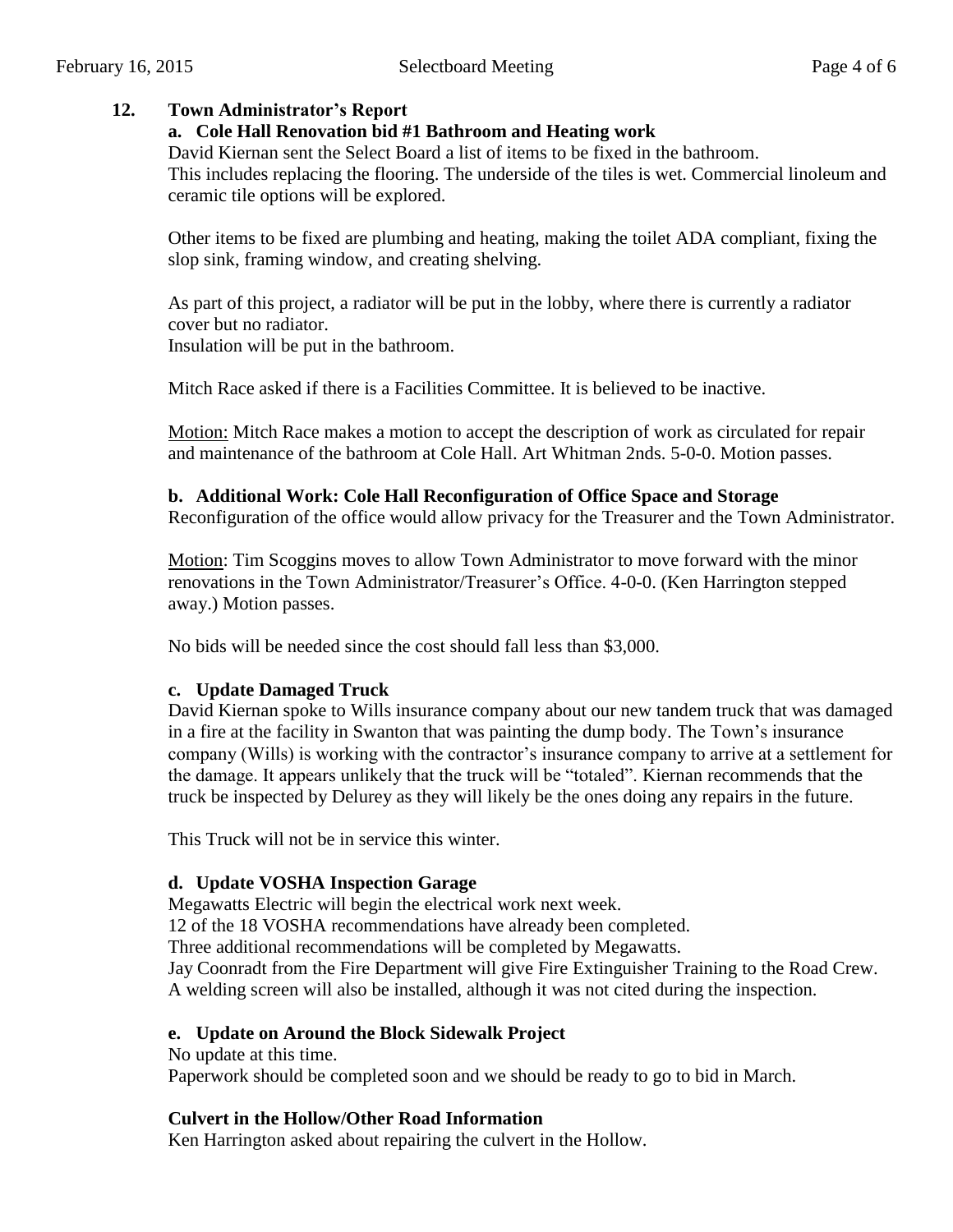## 12. Town Administrator's Report

### a. Cole Hall Renovation bid #1 Bathroom and Heating work

David Kiernan sent the Select Board a list of items to be fixed in the bathroom.
This includes replacing the flooring. The underside of the tiles is wet. Commercial linoleum and ceramic tile options will be explored.

Other items to be fixed are plumbing and heating, making the toilet ADA compliant, fixing the slop sink, framing window, and creating shelving.

As part of this project, a radiator will be put in the lobby, where there is currently a radiator cover but no radiator.
Insulation will be put in the bathroom.

Mitch Race asked if there is a Facilities Committee. It is believed to be inactive.

Motion: Mitch Race makes a motion to accept the description of work as circulated for repair and maintenance of the bathroom at Cole Hall. Art Whitman 2nds. 5-0-0. Motion passes.

### b. Additional Work: Cole Hall Reconfiguration of Office Space and Storage

Reconfiguration of the office would allow privacy for the Treasurer and the Town Administrator.

Motion: Tim Scoggins moves to allow Town Administrator to move forward with the minor renovations in the Town Administrator/Treasurer's Office. 4-0-0. (Ken Harrington stepped away.) Motion passes.

No bids will be needed since the cost should fall less than $3,000.

### c. Update Damaged Truck

David Kiernan spoke to Wills insurance company about our new tandem truck that was damaged in a fire at the facility in Swanton that was painting the dump body. The Town's insurance company (Wills) is working with the contractor's insurance company to arrive at a settlement for the damage. It appears unlikely that the truck will be "totaled". Kiernan recommends that the truck be inspected by Delurey as they will likely be the ones doing any repairs in the future.

This Truck will not be in service this winter.

### d. Update VOSHA Inspection Garage

Megawatts Electric will begin the electrical work next week.
12 of the 18 VOSHA recommendations have already been completed.
Three additional recommendations will be completed by Megawatts.
Jay Coonradt from the Fire Department will give Fire Extinguisher Training to the Road Crew.
A welding screen will also be installed, although it was not cited during the inspection.

### e. Update on Around the Block Sidewalk Project

No update at this time.
Paperwork should be completed soon and we should be ready to go to bid in March.

### Culvert in the Hollow/Other Road Information

Ken Harrington asked about repairing the culvert in the Hollow.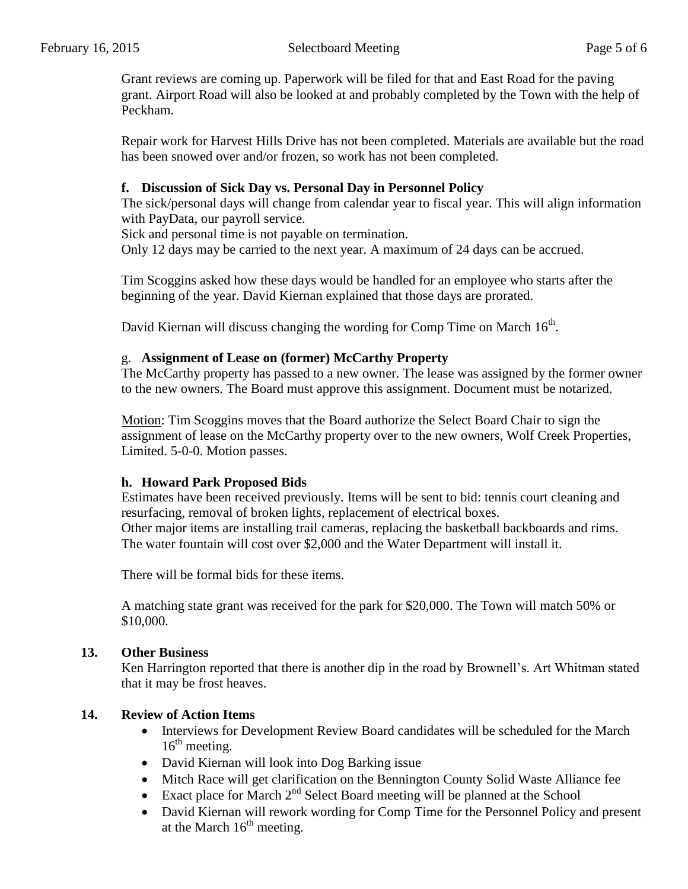Grant reviews are coming up. Paperwork will be filed for that and East Road for the paving grant. Airport Road will also be looked at and probably completed by the Town with the help of Peckham.

Repair work for Harvest Hills Drive has not been completed. Materials are available but the road has been snowed over and/or frozen, so work has not been completed.

**f. Discussion of Sick Day vs. Personal Day in Personnel Policy**

The sick/personal days will change from calendar year to fiscal year. This will align information with PayData, our payroll service.
Sick and personal time is not payable on termination.
Only 12 days may be carried to the next year. A maximum of 24 days can be accrued.

Tim Scoggins asked how these days would be handled for an employee who starts after the beginning of the year. David Kiernan explained that those days are prorated.

David Kiernan will discuss changing the wording for Comp Time on March 16th.

g. **Assignment of Lease on (former) McCarthy Property**

The McCarthy property has passed to a new owner. The lease was assigned by the former owner to the new owners. The Board must approve this assignment. Document must be notarized.

Motion: Tim Scoggins moves that the Board authorize the Select Board Chair to sign the assignment of lease on the McCarthy property over to the new owners, Wolf Creek Properties, Limited. 5-0-0. Motion passes.

**h. Howard Park Proposed Bids**

Estimates have been received previously. Items will be sent to bid: tennis court cleaning and resurfacing, removal of broken lights, replacement of electrical boxes.
Other major items are installing trail cameras, replacing the basketball backboards and rims. The water fountain will cost over $2,000 and the Water Department will install it.

There will be formal bids for these items.

A matching state grant was received for the park for $20,000. The Town will match 50% or $10,000.

**13. Other Business**

Ken Harrington reported that there is another dip in the road by Brownell's. Art Whitman stated that it may be frost heaves.

**14. Review of Action Items**

- Interviews for Development Review Board candidates will be scheduled for the March 16th meeting.
- David Kiernan will look into Dog Barking issue
- Mitch Race will get clarification on the Bennington County Solid Waste Alliance fee
- Exact place for March 2nd Select Board meeting will be planned at the School
- David Kiernan will rework wording for Comp Time for the Personnel Policy and present at the March 16th meeting.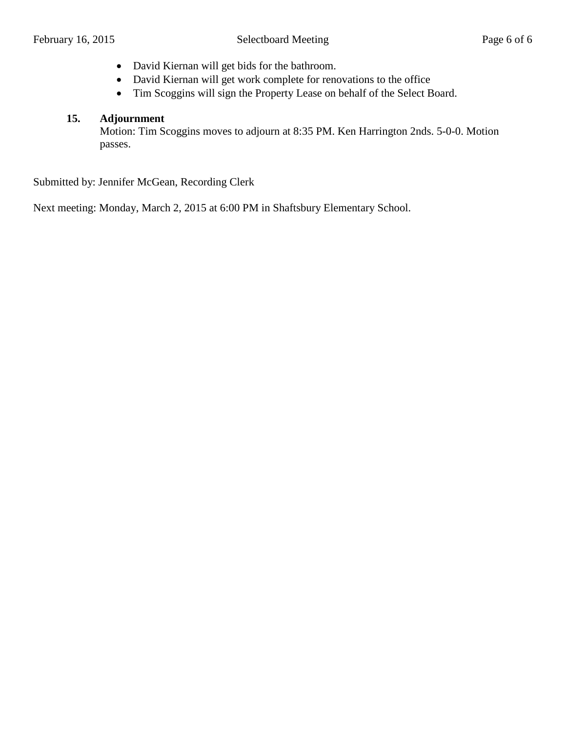- David Kiernan will get bids for the bathroom.
- David Kiernan will get work complete for renovations to the office
- Tim Scoggins will sign the Property Lease on behalf of the Select Board.

**15. Adjournment**

Motion: Tim Scoggins moves to adjourn at 8:35 PM. Ken Harrington 2nds. 5-0-0. Motion passes.

Submitted by: Jennifer McGean, Recording Clerk

Next meeting: Monday, March 2, 2015 at 6:00 PM in Shaftsbury Elementary School.